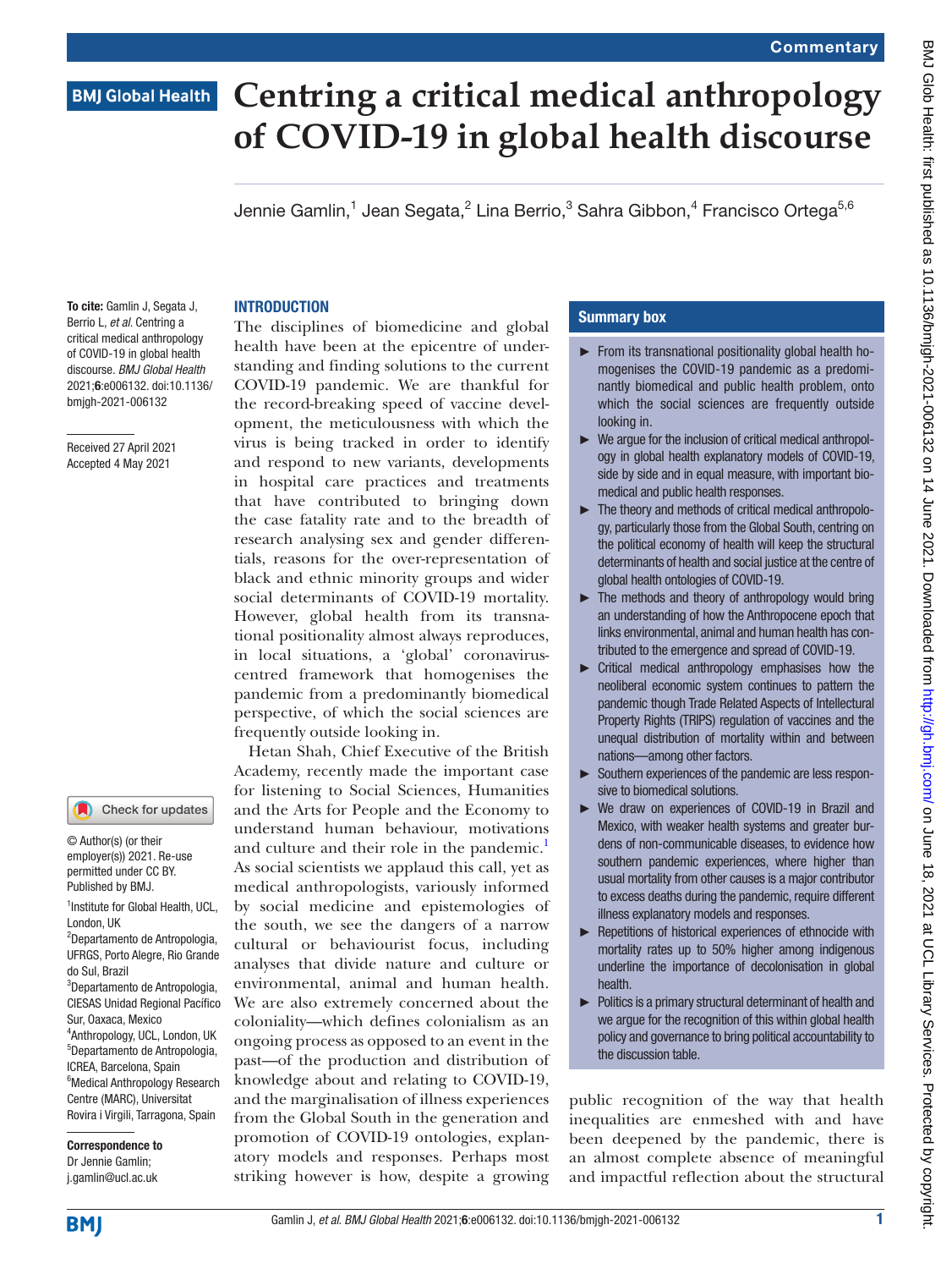# Centring a critical medical anthropology of COVID-19 in global health discourse

Jennie Gamlin,[1] Jean Segata,[2] Lina Berrio,[3] Sahra Gibbon,[4] Francisco Ortega[5,6]

**To cite:** Gamlin J, Segata J, Berrio L, *et al*. Centring a critical medical anthropology of COVID-19 in global health discourse. *BMJ Global Health* 2021;**6**:e006132. doi:10.1136/bmjgh-2021-006132

Received 27 April 2021
Accepted 4 May 2021

© Author(s) (or their employer(s)) 2021. Re-use permitted under CC BY. Published by BMJ.

[1]Institute for Global Health, UCL, London, UK
[2]Departamento de Antropologia, UFRGS, Porto Alegre, Rio Grande do Sul, Brazil
[3]Departamento de Antropologia, CIESAS Unidad Regional Pacífico Sur, Oaxaca, Mexico
[4]Anthropology, UCL, London, UK
[5]Departamento de Antropologia, ICREA, Barcelona, Spain
[6]Medical Anthropology Research Centre (MARC), Universitat Rovira i Virgili, Tarragona, Spain

**Correspondence to**
Dr Jennie Gamlin;
j.gamlin@ucl.ac.uk

## INTRODUCTION

The disciplines of biomedicine and global health have been at the epicentre of understanding and finding solutions to the current COVID-19 pandemic. We are thankful for the record-breaking speed of vaccine development, the meticulousness with which the virus is being tracked in order to identify and respond to new variants, developments in hospital care practices and treatments that have contributed to bringing down the case fatality rate and to the breadth of research analysing sex and gender differentials, reasons for the over-representation of black and ethnic minority groups and wider social determinants of COVID-19 mortality. However, global health from its transnational positionality almost always reproduces, in local situations, a 'global' coronavirus-centred framework that homogenises the pandemic from a predominantly biomedical perspective, of which the social sciences are frequently outside looking in.

Hetan Shah, Chief Executive of the British Academy, recently made the important case for listening to Social Sciences, Humanities and the Arts for People and the Economy to understand human behaviour, motivations and culture and their role in the pandemic.[1] As social scientists we applaud this call, yet as medical anthropologists, variously informed by social medicine and epistemologies of the south, we see the dangers of a narrow cultural or behaviourist focus, including analyses that divide nature and culture or environmental, animal and human health. We are also extremely concerned about the coloniality—which defines colonialism as an ongoing process as opposed to an event in the past—of the production and distribution of knowledge about and relating to COVID-19, and the marginalisation of illness experiences from the Global South in the generation and promotion of COVID-19 ontologies, explanatory models and responses. Perhaps most striking however is how, despite a growing public recognition of the way that health inequalities are enmeshed with and have been deepened by the pandemic, there is an almost complete absence of meaningful and impactful reflection about the structural

### Summary box

- From its transnational positionality global health homogenises the COVID-19 pandemic as a predominantly biomedical and public health problem, onto which the social sciences are frequently outside looking in.
- We argue for the inclusion of critical medical anthropology in global health explanatory models of COVID-19, side by side and in equal measure, with important biomedical and public health responses.
- The theory and methods of critical medical anthropology, particularly those from the Global South, centring on the political economy of health will keep the structural determinants of health and social justice at the centre of global health ontologies of COVID-19.
- The methods and theory of anthropology would bring an understanding of how the Anthropocene epoch that links environmental, animal and human health has contributed to the emergence and spread of COVID-19.
- Critical medical anthropology emphasises how the neoliberal economic system continues to pattern the pandemic though Trade Related Aspects of Intellectual Property Rights (TRIPS) regulation of vaccines and the unequal distribution of mortality within and between nations—among other factors.
- Southern experiences of the pandemic are less responsive to biomedical solutions.
- We draw on experiences of COVID-19 in Brazil and Mexico, with weaker health systems and greater burdens of non-communicable diseases, to evidence how southern pandemic experiences, where higher than usual mortality from other causes is a major contributor to excess deaths during the pandemic, require different illness explanatory models and responses.
- Repetitions of historical experiences of ethnocide with mortality rates up to 50% higher among indigenous underline the importance of decolonisation in global health.
- Politics is a primary structural determinant of health and we argue for the recognition of this within global health policy and governance to bring political accountability to the discussion table.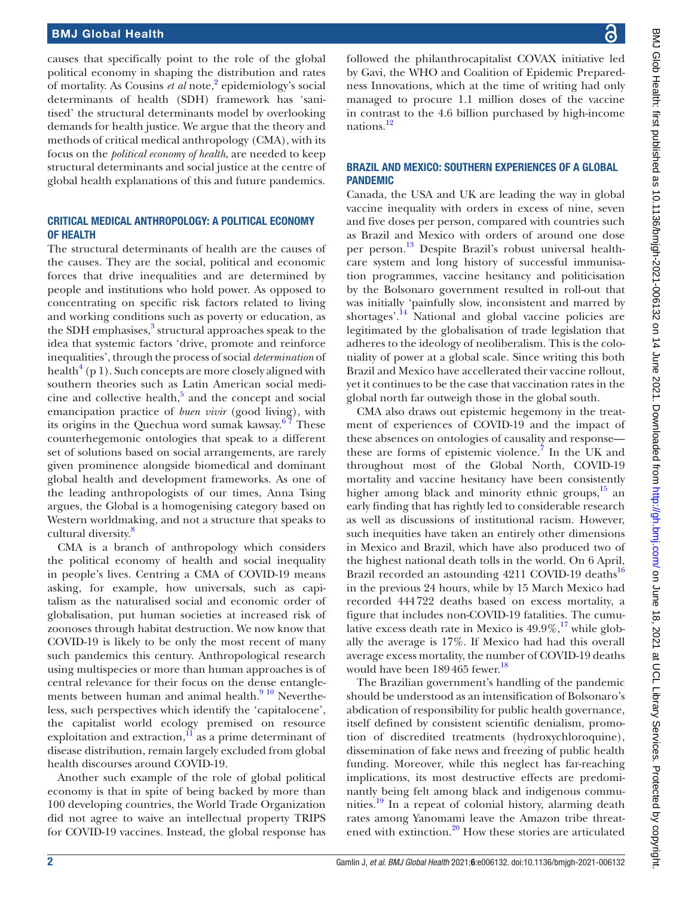causes that specifically point to the role of the global political economy in shaping the distribution and rates of mortality. As Cousins *et al* note,[2] epidemiology's social determinants of health (SDH) framework has 'sanitised' the structural determinants model by overlooking demands for health justice. We argue that the theory and methods of critical medical anthropology (CMA), with its focus on the *political economy of health*, are needed to keep structural determinants and social justice at the centre of global health explanations of this and future pandemics.

## CRITICAL MEDICAL ANTHROPOLOGY: A POLITICAL ECONOMY OF HEALTH

The structural determinants of health are the causes of the causes. They are the social, political and economic forces that drive inequalities and are determined by people and institutions who hold power. As opposed to concentrating on specific risk factors related to living and working conditions such as poverty or education, as the SDH emphasises,[3] structural approaches speak to the idea that systemic factors 'drive, promote and reinforce inequalities', through the process of social *determination* of health[4] (p 1). Such concepts are more closely aligned with southern theories such as Latin American social medicine and collective health,[5] and the concept and social emancipation practice of *buen vivir* (good living), with its origins in the Quechua word sumak kawsay.[6,7] These counterhegemonic ontologies that speak to a different set of solutions based on social arrangements, are rarely given prominence alongside biomedical and dominant global health and development frameworks. As one of the leading anthropologists of our times, Anna Tsing argues, the Global is a homogenising category based on Western worldmaking, and not a structure that speaks to cultural diversity.[8]

CMA is a branch of anthropology which considers the political economy of health and social inequality in people's lives. Centring a CMA of COVID-19 means asking, for example, how universals, such as capitalism as the naturalised social and economic order of globalisation, put human societies at increased risk of zoonoses through habitat destruction. We now know that COVID-19 is likely to be only the most recent of many such pandemics this century. Anthropological research using multispecies or more than human approaches is of central relevance for their focus on the dense entanglements between human and animal health.[9,10] Nevertheless, such perspectives which identify the 'capitalocene', the capitalist world ecology premised on resource exploitation and extraction,[11] as a prime determinant of disease distribution, remain largely excluded from global health discourses around COVID-19.

Another such example of the role of global political economy is that in spite of being backed by more than 100 developing countries, the World Trade Organization did not agree to waive an intellectual property TRIPS for COVID-19 vaccines. Instead, the global response has followed the philanthrocapitalist COVAX initiative led by Gavi, the WHO and Coalition of Epidemic Preparedness Innovations, which at the time of writing had only managed to procure 1.1 million doses of the vaccine in contrast to the 4.6 billion purchased by high-income nations.[12]

## BRAZIL AND MEXICO: SOUTHERN EXPERIENCES OF A GLOBAL PANDEMIC

Canada, the USA and UK are leading the way in global vaccine inequality with orders in excess of nine, seven and five doses per person, compared with countries such as Brazil and Mexico with orders of around one dose per person.[13] Despite Brazil's robust universal healthcare system and long history of successful immunisation programmes, vaccine hesitancy and politicisation by the Bolsonaro government resulted in roll-out that was initially 'painfully slow, inconsistent and marred by shortages'.[14] National and global vaccine policies are legitimated by the globalisation of trade legislation that adheres to the ideology of neoliberalism. This is the coloniality of power at a global scale. Since writing this both Brazil and Mexico have accellerated their vaccine rollout, yet it continues to be the case that vaccination rates in the global north far outweigh those in the global south.

CMA also draws out epistemic hegemony in the treatment of experiences of COVID-19 and the impact of these absences on ontologies of causality and response—these are forms of epistemic violence.[7] In the UK and throughout most of the Global North, COVID-19 mortality and vaccine hesitancy have been consistently higher among black and minority ethnic groups,[15] an early finding that has rightly led to considerable research as well as discussions of institutional racism. However, such inequities have taken an entirely other dimensions in Mexico and Brazil, which have also produced two of the highest national death tolls in the world. On 6 April, Brazil recorded an astounding 4211 COVID-19 deaths[16] in the previous 24 hours, while by 15 March Mexico had recorded 444 722 deaths based on excess mortality, a figure that includes non-COVID-19 fatalities. The cumulative excess death rate in Mexico is 49.9%,[17] while globally the average is 17%. If Mexico had had this overall average excess mortality, the number of COVID-19 deaths would have been 189 465 fewer.[18]

The Brazilian government's handling of the pandemic should be understood as an intensification of Bolsonaro's abdication of responsibility for public health governance, itself defined by consistent scientific denialism, promotion of discredited treatments (hydroxychloroquine), dissemination of fake news and freezing of public health funding. Moreover, while this neglect has far-reaching implications, its most destructive effects are predominantly being felt among black and indigenous communities.[19] In a repeat of colonial history, alarming death rates among Yanomami leave the Amazon tribe threatened with extinction.[20] How these stories are articulated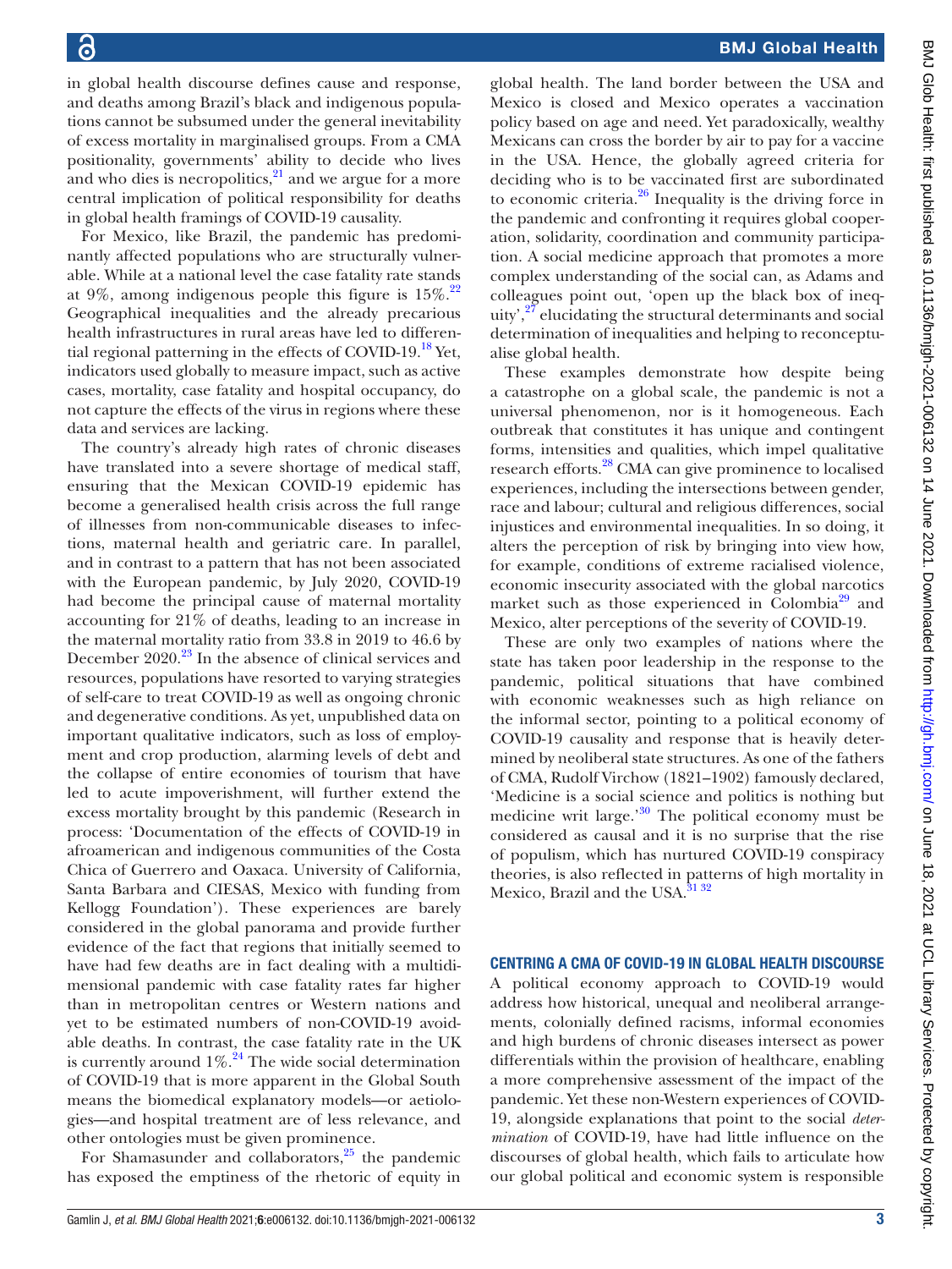in global health discourse defines cause and response, and deaths among Brazil's black and indigenous populations cannot be subsumed under the general inevitability of excess mortality in marginalised groups. From a CMA positionality, governments' ability to decide who lives and who dies is necropolitics,[21] and we argue for a more central implication of political responsibility for deaths in global health framings of COVID-19 causality.

For Mexico, like Brazil, the pandemic has predominantly affected populations who are structurally vulnerable. While at a national level the case fatality rate stands at 9%, among indigenous people this figure is 15%.[22] Geographical inequalities and the already precarious health infrastructures in rural areas have led to differential regional patterning in the effects of COVID-19.[18] Yet, indicators used globally to measure impact, such as active cases, mortality, case fatality and hospital occupancy, do not capture the effects of the virus in regions where these data and services are lacking.

The country's already high rates of chronic diseases have translated into a severe shortage of medical staff, ensuring that the Mexican COVID-19 epidemic has become a generalised health crisis across the full range of illnesses from non-communicable diseases to infections, maternal health and geriatric care. In parallel, and in contrast to a pattern that has not been associated with the European pandemic, by July 2020, COVID-19 had become the principal cause of maternal mortality accounting for 21% of deaths, leading to an increase in the maternal mortality ratio from 33.8 in 2019 to 46.6 by December 2020.[23] In the absence of clinical services and resources, populations have resorted to varying strategies of self-care to treat COVID-19 as well as ongoing chronic and degenerative conditions. As yet, unpublished data on important qualitative indicators, such as loss of employment and crop production, alarming levels of debt and the collapse of entire economies of tourism that have led to acute impoverishment, will further extend the excess mortality brought by this pandemic (Research in process: 'Documentation of the effects of COVID-19 in afroamerican and indigenous communities of the Costa Chica of Guerrero and Oaxaca. University of California, Santa Barbara and CIESAS, Mexico with funding from Kellogg Foundation'). These experiences are barely considered in the global panorama and provide further evidence of the fact that regions that initially seemed to have had few deaths are in fact dealing with a multidimensional pandemic with case fatality rates far higher than in metropolitan centres or Western nations and yet to be estimated numbers of non-COVID-19 avoidable deaths. In contrast, the case fatality rate in the UK is currently around 1%.[24] The wide social determination of COVID-19 that is more apparent in the Global South means the biomedical explanatory models—or aetiologies—and hospital treatment are of less relevance, and other ontologies must be given prominence.

For Shamasunder and collaborators,[25] the pandemic has exposed the emptiness of the rhetoric of equity in global health. The land border between the USA and Mexico is closed and Mexico operates a vaccination policy based on age and need. Yet paradoxically, wealthy Mexicans can cross the border by air to pay for a vaccine in the USA. Hence, the globally agreed criteria for deciding who is to be vaccinated first are subordinated to economic criteria.[26] Inequality is the driving force in the pandemic and confronting it requires global cooperation, solidarity, coordination and community participation. A social medicine approach that promotes a more complex understanding of the social can, as Adams and colleagues point out, 'open up the black box of inequity',[27] elucidating the structural determinants and social determination of inequalities and helping to reconceptualise global health.

These examples demonstrate how despite being a catastrophe on a global scale, the pandemic is not a universal phenomenon, nor is it homogeneous. Each outbreak that constitutes it has unique and contingent forms, intensities and qualities, which impel qualitative research efforts.[28] CMA can give prominence to localised experiences, including the intersections between gender, race and labour; cultural and religious differences, social injustices and environmental inequalities. In so doing, it alters the perception of risk by bringing into view how, for example, conditions of extreme racialised violence, economic insecurity associated with the global narcotics market such as those experienced in Colombia[29] and Mexico, alter perceptions of the severity of COVID-19.

These are only two examples of nations where the state has taken poor leadership in the response to the pandemic, political situations that have combined with economic weaknesses such as high reliance on the informal sector, pointing to a political economy of COVID-19 causality and response that is heavily determined by neoliberal state structures. As one of the fathers of CMA, Rudolf Virchow (1821–1902) famously declared, 'Medicine is a social science and politics is nothing but medicine writ large.'[30] The political economy must be considered as causal and it is no surprise that the rise of populism, which has nurtured COVID-19 conspiracy theories, is also reflected in patterns of high mortality in Mexico, Brazil and the USA.[31 32]

## CENTRING A CMA OF COVID-19 IN GLOBAL HEALTH DISCOURSE

A political economy approach to COVID-19 would address how historical, unequal and neoliberal arrangements, colonially defined racisms, informal economies and high burdens of chronic diseases intersect as power differentials within the provision of healthcare, enabling a more comprehensive assessment of the impact of the pandemic. Yet these non-Western experiences of COVID-19, alongside explanations that point to the social *determination* of COVID-19, have had little influence on the discourses of global health, which fails to articulate how our global political and economic system is responsible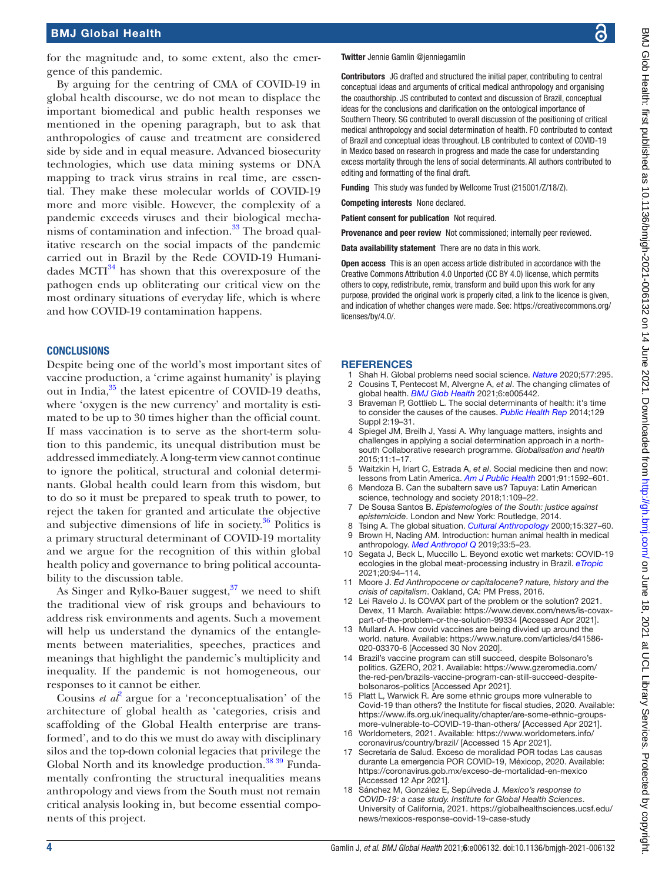for the magnitude and, to some extent, also the emergence of this pandemic.

By arguing for the centring of CMA of COVID-19 in global health discourse, we do not mean to displace the important biomedical and public health responses we mentioned in the opening paragraph, but to ask that anthropologies of cause and treatment are considered side by side and in equal measure. Advanced biosecurity technologies, which use data mining systems or DNA mapping to track virus strains in real time, are essential. They make these molecular worlds of COVID-19 more and more visible. However, the complexity of a pandemic exceeds viruses and their biological mechanisms of contamination and infection.[33] The broad qualitative research on the social impacts of the pandemic carried out in Brazil by the Rede COVID-19 Humanidades MCTI[34] has shown that this overexposure of the pathogen ends up obliterating our critical view on the most ordinary situations of everyday life, which is where and how COVID-19 contamination happens.

## CONCLUSIONS

Despite being one of the world's most important sites of vaccine production, a 'crime against humanity' is playing out in India,[35] the latest epicentre of COVID-19 deaths, where 'oxygen is the new currency' and mortality is estimated to be up to 30 times higher than the official count. If mass vaccination is to serve as the short-term solution to this pandemic, its unequal distribution must be addressed immediately. A long-term view cannot continue to ignore the political, structural and colonial determinants. Global health could learn from this wisdom, but to do so it must be prepared to speak truth to power, to reject the taken for granted and articulate the objective and subjective dimensions of life in society.[36] Politics is a primary structural determinant of COVID-19 mortality and we argue for the recognition of this within global health policy and governance to bring political accountability to the discussion table.

As Singer and Rylko-Bauer suggest,[37] we need to shift the traditional view of risk groups and behaviours to address risk environments and agents. Such a movement will help us understand the dynamics of the entanglements between materialities, speeches, practices and meanings that highlight the pandemic's multiplicity and inequality. If the pandemic is not homogeneous, our responses to it cannot be either.

Cousins *et al*[2] argue for a 'reconceptualisation' of the architecture of global health as 'categories, crisis and scaffolding of the Global Health enterprise are transformed', and to do this we must do away with disciplinary silos and the top-down colonial legacies that privilege the Global North and its knowledge production.[38,39] Fundamentally confronting the structural inequalities means anthropology and views from the South must not remain critical analysis looking in, but become essential components of this project.

**Twitter** Jennie Gamlin @jenniegamlin

**Contributors** JG drafted and structured the initial paper, contributing to central conceptual ideas and arguments of critical medical anthropology and organising the coauthorship. JS contributed to context and discussion of Brazil, conceptual ideas for the conclusions and clarification on the ontological importance of Southern Theory. SG contributed to overall discussion of the positioning of critical medical anthropology and social determination of health. FO contributed to context of Brazil and conceptual ideas throughout. LB contributed to context of COVID-19 in Mexico based on research in progress and made the case for understanding excess mortality through the lens of social determinants. All authors contributed to editing and formatting of the final draft.

**Funding** This study was funded by Wellcome Trust (215001/Z/18/Z).

**Competing interests** None declared.

**Patient consent for publication** Not required.

**Provenance and peer review** Not commissioned; internally peer reviewed.

**Data availability statement** There are no data in this work.

**Open access** This is an open access article distributed in accordance with the Creative Commons Attribution 4.0 Unported (CC BY 4.0) license, which permits others to copy, redistribute, remix, transform and build upon this work for any purpose, provided the original work is properly cited, a link to the licence is given, and indication of whether changes were made. See: https://creativecommons.org/licenses/by/4.0/.

## REFERENCES

1. Shah H. Global problems need social science. *Nature* 2020;577:295.
2. Cousins T, Pentecost M, Alvergne A, *et al*. The changing climates of global health. *BMJ Glob Health* 2021;6:e005442.
3. Braveman P, Gottlieb L. The social determinants of health: it's time to consider the causes of the causes. *Public Health Rep* 2014;129 Suppl 2:19–31.
4. Spiegel JM, Breilh J, Yassi A. Why language matters, insights and challenges in applying a social determination approach in a north-south Collaborative research programme. *Globalisation and health* 2015;11:1–17.
5. Waitzkin H, Iriart C, Estrada A, *et al*. Social medicine then and now: lessons from Latin America. *Am J Public Health* 2001;91:1592–601.
6. Mendoza B. Can the subaltern save us? Tapuya: Latin American science, technology and society 2018;1:109–22.
7. De Sousa Santos B. *Epistemologies of the South: justice against epistemicide*. London and New York: Routledge, 2014.
8. Tsing A. The global situation. *Cultural Anthropology* 2000;15:327–60.
9. Brown H, Nading AM. Introduction: human animal health in medical anthropology. *Med Anthropol Q* 2019;33:5–23.
10. Segata J, Beck L, Muccillo L. Beyond exotic wet markets: COVID-19 ecologies in the global meat-processing industry in Brazil. *eTropic* 2021;20:94–114.
11. Moore J. *Ed Anthropocene or capitalocene? nature, history and the crisis of capitalism*. Oakland, CA: PM Press, 2016.
12. Lei Ravelo J. Is COVAX part of the problem or the solution? 2021. Devex, 11 March. Available: https://www.devex.com/news/is-covax-part-of-the-problem-or-the-solution-99334 [Accessed Apr 2021].
13. Mullard A. How covid vaccines are being divvied up around the world. nature. Available: https://www.nature.com/articles/d41586-020-03370-6 [Accessed 30 Nov 2020].
14. Brazil's vaccine program can still succeed, despite Bolsonaro's politics. GZERO, 2021. Available: https://www.gzeromedia.com/the-red-pen/brazils-vaccine-program-can-still-succeed-despite-bolsonaros-politics [Accessed Apr 2021].
15. Platt L, Warwick R. Are some ethnic groups more vulnerable to Covid-19 than others? the Institute for fiscal studies, 2020. Available: https://www.ifs.org.uk/inequality/chapter/are-some-ethnic-groups-more-vulnerable-to-COVID-19-than-others/ [Accessed Apr 2021].
16. Worldometers, 2021. Available: https://www.worldometers.info/coronavirus/country/brazil/ [Accessed 15 Apr 2021].
17. Secretaría de Salud. Exceso de moralidad POR todas Las causas durante La emergencia POR COVID-19, México, 2020. Available: https://coronavirus.gob.mx/exceso-de-mortalidad-en-mexico [Accessed 12 Apr 2021].
18. Sánchez M, González E, Sepúlveda J. *Mexico's response to COVID-19: a case study. Institute for Global Health Sciences*. University of California, 2021. https://globalhealthsciences.ucsf.edu/news/mexicos-response-covid-19-case-study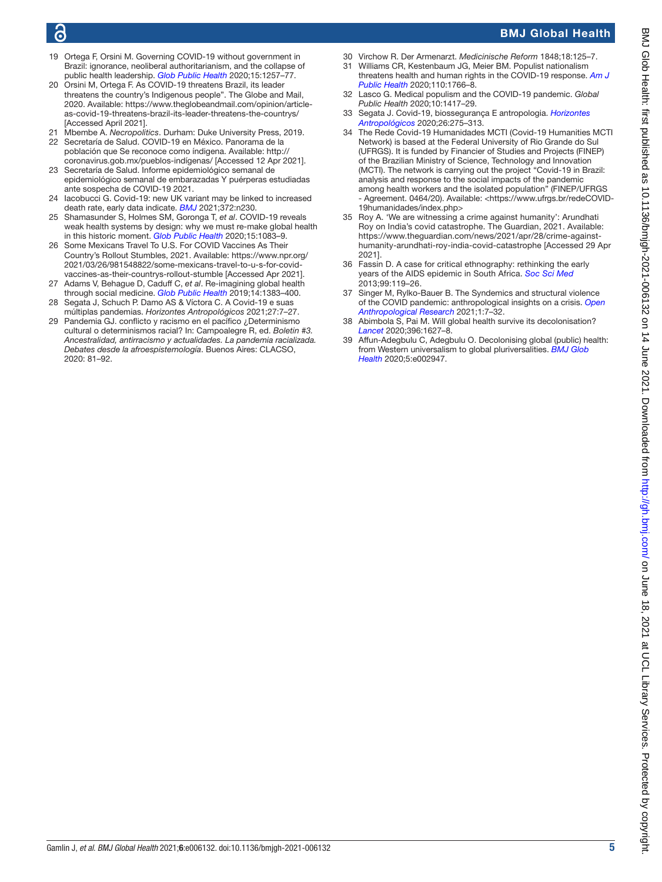19 Ortega F, Orsini M. Governing COVID-19 without government in Brazil: ignorance, neoliberal authoritarianism, and the collapse of public health leadership. *Glob Public Health* 2020;15:1257–77.
20 Orsini M, Ortega F. As COVID-19 threatens Brazil, its leader threatens the country's Indigenous people". The Globe and Mail, 2020. Available: https://www.theglobeandmail.com/opinion/article-as-covid-19-threatens-brazil-its-leader-threatens-the-countrys/ [Accessed April 2021].
21 Mbembe A. *Necropolitics*. Durham: Duke University Press, 2019.
22 Secretaría de Salud. COVID-19 en México. Panorama de la población que Se reconoce como índigena. Available: http://coronavirus.gob.mx/pueblos-indígenas/ [Accessed 12 Apr 2021].
23 Secretaría de Salud. Informe epidemiológico semanal de epidemiológico semanal de embarazadas Y puérperas estudiadas ante sospecha de COVID-19 2021.
24 Iacobucci G. Covid-19: new UK variant may be linked to increased death rate, early data indicate. *BMJ* 2021;372:n230.
25 Shamasunder S, Holmes SM, Goronga T, *et al*. COVID-19 reveals weak health systems by design: why we must re-make global health in this historic moment. *Glob Public Health* 2020;15:1083–9.
26 Some Mexicans Travel To U.S. For COVID Vaccines As Their Country's Rollout Stumbles, 2021. Available: https://www.npr.org/2021/03/26/981548822/some-mexicans-travel-to-u-s-for-covid-vaccines-as-their-countrys-rollout-stumble [Accessed Apr 2021].
27 Adams V, Behague D, Caduff C, *et al*. Re-imagining global health through social medicine. *Glob Public Health* 2019;14:1383–400.
28 Segata J, Schuch P. Damo AS & Víctora C. A Covid-19 e suas múltiplas pandemias. *Horizontes Antropológicos* 2021;27:7–27.
29 Pandemia GJ. conflicto y racismo en el pacífico ¿Determinismo cultural o determinismos racial? In: Campoalegre R, ed. *Boletin #3. Ancestralidad, antirracismo y actualidades. La pandemia racializada. Debates desde la afroespistemología*. Buenos Aires: CLACSO, 2020: 81–92.
30 Virchow R. Der Armenarzt. *Medicinische Reform* 1848;18:125–7.
31 Williams CR, Kestenbaum JG, Meier BM. Populist nationalism threatens health and human rights in the COVID-19 response. *Am J Public Health* 2020;110:1766–8.
32 Lasco G. Medical populism and the COVID-19 pandemic. *Global Public Health* 2020;10:1417–29.
33 Segata J. Covid-19, biossegurança E antropologia. *Horizontes Antropológicos* 2020;26:275–313.
34 The Rede Covid-19 Humanidades MCTI (Covid-19 Humanities MCTI Network) is based at the Federal University of Rio Grande do Sul (UFRGS). It is funded by Financier of Studies and Projects (FINEP) of the Brazilian Ministry of Science, Technology and Innovation (MCTI). The network is carrying out the project "Covid-19 in Brazil: analysis and response to the social impacts of the pandemic among health workers and the isolated population" (FINEP/UFRGS - Agreement. 0464/20). Available: <https://www.ufrgs.br/redeCOVID-19humanidades/index.php>
35 Roy A. 'We are witnessing a crime against humanity': Arundhati Roy on India's covid catastrophe. The Guardian, 2021. Available: https://www.theguardian.com/news/2021/apr/28/crime-against-humanity-arundhati-roy-india-covid-catastrophe [Accessed 29 Apr 2021].
36 Fassin D. A case for critical ethnography: rethinking the early years of the AIDS epidemic in South Africa. *Soc Sci Med* 2013;99:119–26.
37 Singer M, Rylko-Bauer B. The Syndemics and structural violence of the COVID pandemic: anthropological insights on a crisis. *Open Anthropological Research* 2021;1:7–32.
38 Abimbola S, Pai M. Will global health survive its decolonisation? *Lancet* 2020;396:1627–8.
39 Affun-Adegbulu C, Adegbulu O. Decolonising global (public) health: from Western universalism to global pluriversalities. *BMJ Glob Health* 2020;5:e002947.